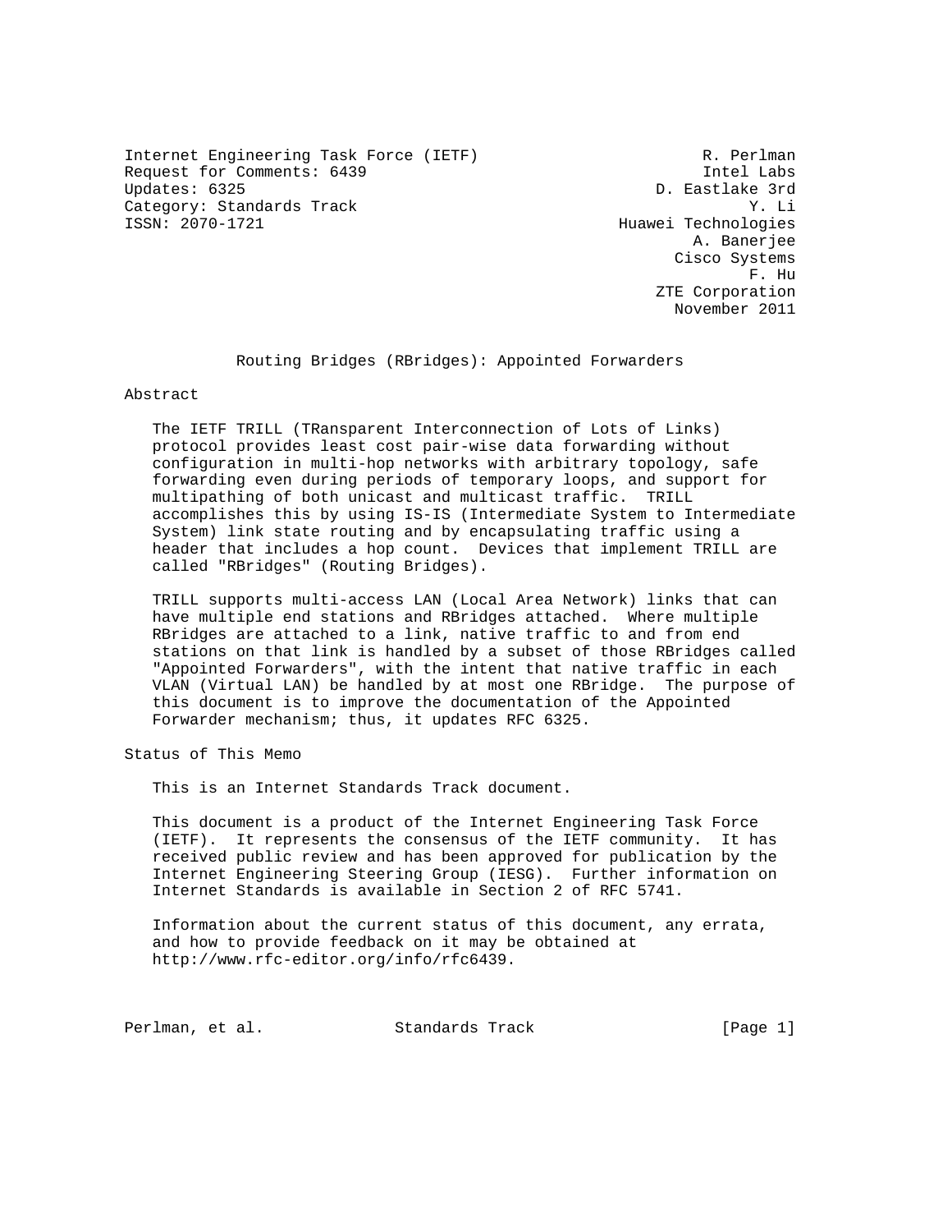Internet Engineering Task Force (IETF) R. Perlman
Request for Comments: 6439 Intel Labs
Updates: 6325 D. Eastlake 3rd
Category: Standards Track Y. Li
ISSN: 2070-1721 Huawei Technologies
A. Banerjee
Cisco Systems
F. Hu
ZTE Corporation
November 2011

# Routing Bridges (RBridges): Appointed Forwarders

## Abstract

The IETF TRILL (TRansparent Interconnection of Lots of Links) protocol provides least cost pair-wise data forwarding without configuration in multi-hop networks with arbitrary topology, safe forwarding even during periods of temporary loops, and support for multipathing of both unicast and multicast traffic. TRILL accomplishes this by using IS-IS (Intermediate System to Intermediate System) link state routing and by encapsulating traffic using a header that includes a hop count. Devices that implement TRILL are called "RBridges" (Routing Bridges).

TRILL supports multi-access LAN (Local Area Network) links that can have multiple end stations and RBridges attached. Where multiple RBridges are attached to a link, native traffic to and from end stations on that link is handled by a subset of those RBridges called "Appointed Forwarders", with the intent that native traffic in each VLAN (Virtual LAN) be handled by at most one RBridge. The purpose of this document is to improve the documentation of the Appointed Forwarder mechanism; thus, it updates RFC 6325.

## Status of This Memo

This is an Internet Standards Track document.

This document is a product of the Internet Engineering Task Force (IETF). It represents the consensus of the IETF community. It has received public review and has been approved for publication by the Internet Engineering Steering Group (IESG). Further information on Internet Standards is available in Section 2 of RFC 5741.

Information about the current status of this document, any errata, and how to provide feedback on it may be obtained at http://www.rfc-editor.org/info/rfc6439.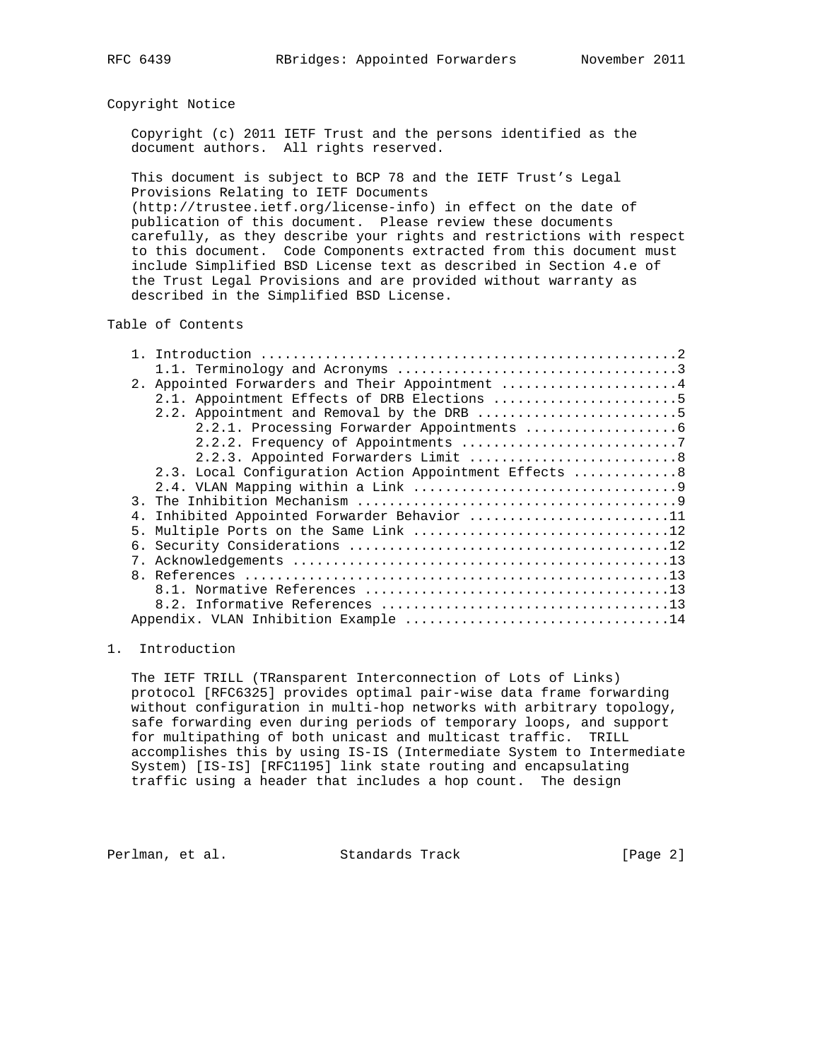## Copyright Notice

Copyright (c) 2011 IETF Trust and the persons identified as the document authors. All rights reserved.

This document is subject to BCP 78 and the IETF Trust's Legal Provisions Relating to IETF Documents (http://trustee.ietf.org/license-info) in effect on the date of publication of this document. Please review these documents carefully, as they describe your rights and restrictions with respect to this document. Code Components extracted from this document must include Simplified BSD License text as described in Section 4.e of the Trust Legal Provisions and are provided without warranty as described in the Simplified BSD License.

## Table of Contents

```
   1. Introduction ....................................................2
      1.1. Terminology and Acronyms ...................................3
   2. Appointed Forwarders and Their Appointment ......................4
      2.1. Appointment Effects of DRB Elections .......................5
      2.2. Appointment and Removal by the DRB .........................5
           2.2.1. Processing Forwarder Appointments ...................6
           2.2.2. Frequency of Appointments ...........................7
           2.2.3. Appointed Forwarders Limit ..........................8
      2.3. Local Configuration Action Appointment Effects .............8
      2.4. VLAN Mapping within a Link .................................9
   3. The Inhibition Mechanism ........................................9
   4. Inhibited Appointed Forwarder Behavior .........................11
   5. Multiple Ports on the Same Link ................................12
   6. Security Considerations ........................................12
   7. Acknowledgements ...............................................13
   8. References .....................................................13
      8.1. Normative References ......................................13
      8.2. Informative References ....................................13
   Appendix. VLAN Inhibition Example .................................14
```

## 1. Introduction

The IETF TRILL (TRansparent Interconnection of Lots of Links) protocol [RFC6325] provides optimal pair-wise data frame forwarding without configuration in multi-hop networks with arbitrary topology, safe forwarding even during periods of temporary loops, and support for multipathing of both unicast and multicast traffic. TRILL accomplishes this by using IS-IS (Intermediate System to Intermediate System) [IS-IS] [RFC1195] link state routing and encapsulating traffic using a header that includes a hop count. The design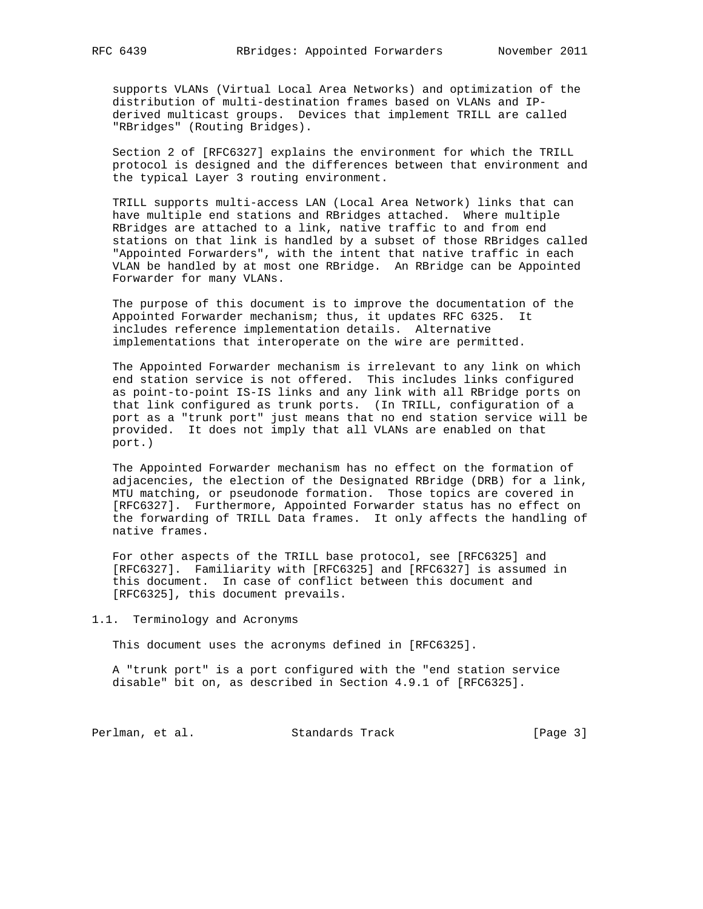supports VLANs (Virtual Local Area Networks) and optimization of the distribution of multi-destination frames based on VLANs and IP-derived multicast groups. Devices that implement TRILL are called "RBridges" (Routing Bridges).

Section 2 of [RFC6327] explains the environment for which the TRILL protocol is designed and the differences between that environment and the typical Layer 3 routing environment.

TRILL supports multi-access LAN (Local Area Network) links that can have multiple end stations and RBridges attached. Where multiple RBridges are attached to a link, native traffic to and from end stations on that link is handled by a subset of those RBridges called "Appointed Forwarders", with the intent that native traffic in each VLAN be handled by at most one RBridge. An RBridge can be Appointed Forwarder for many VLANs.

The purpose of this document is to improve the documentation of the Appointed Forwarder mechanism; thus, it updates RFC 6325. It includes reference implementation details. Alternative implementations that interoperate on the wire are permitted.

The Appointed Forwarder mechanism is irrelevant to any link on which end station service is not offered. This includes links configured as point-to-point IS-IS links and any link with all RBridge ports on that link configured as trunk ports. (In TRILL, configuration of a port as a "trunk port" just means that no end station service will be provided. It does not imply that all VLANs are enabled on that port.)

The Appointed Forwarder mechanism has no effect on the formation of adjacencies, the election of the Designated RBridge (DRB) for a link, MTU matching, or pseudonode formation. Those topics are covered in [RFC6327]. Furthermore, Appointed Forwarder status has no effect on the forwarding of TRILL Data frames. It only affects the handling of native frames.

For other aspects of the TRILL base protocol, see [RFC6325] and [RFC6327]. Familiarity with [RFC6325] and [RFC6327] is assumed in this document. In case of conflict between this document and [RFC6325], this document prevails.

## 1.1. Terminology and Acronyms

This document uses the acronyms defined in [RFC6325].

A "trunk port" is a port configured with the "end station service disable" bit on, as described in Section 4.9.1 of [RFC6325].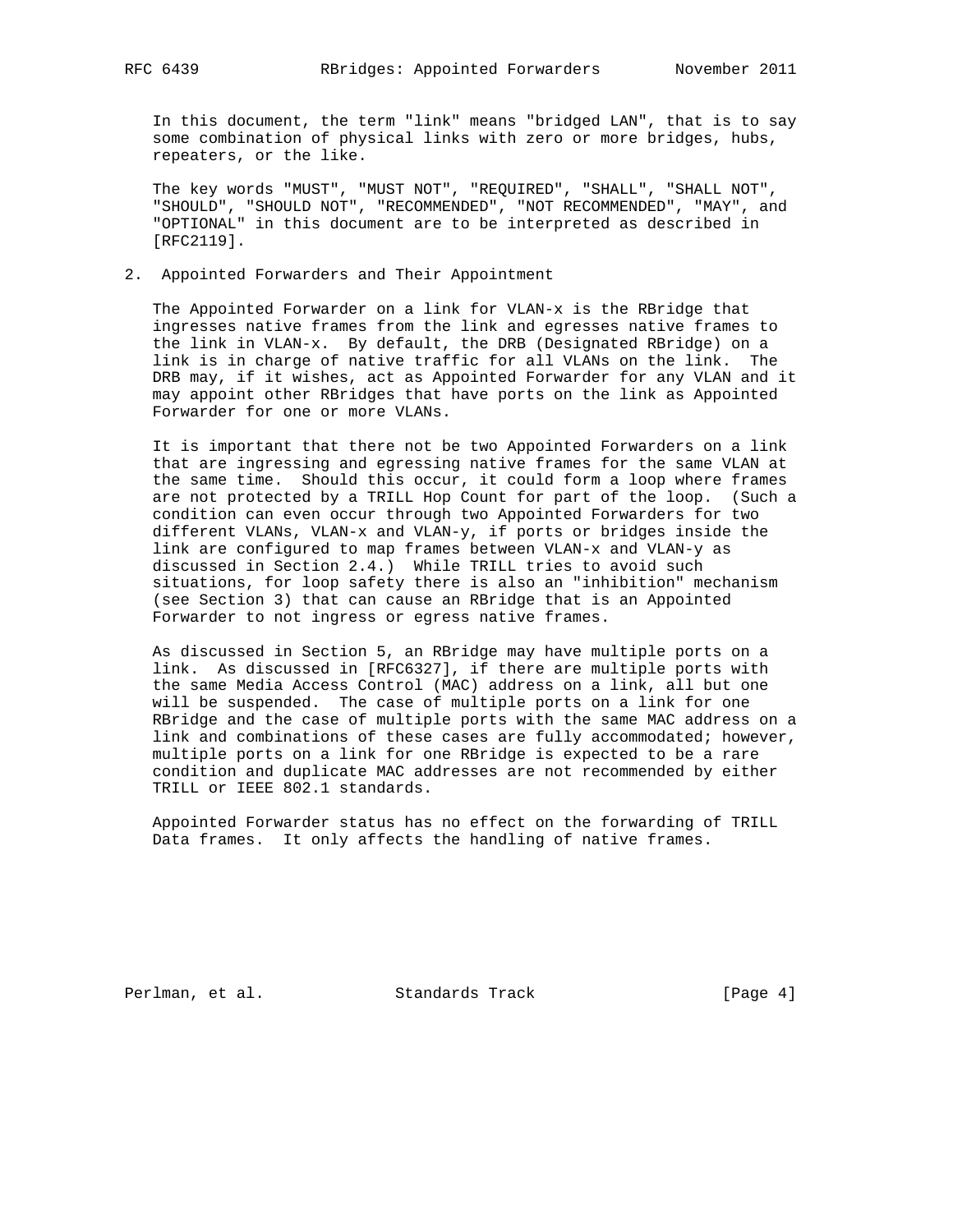In this document, the term "link" means "bridged LAN", that is to say some combination of physical links with zero or more bridges, hubs, repeaters, or the like.

The key words "MUST", "MUST NOT", "REQUIRED", "SHALL", "SHALL NOT", "SHOULD", "SHOULD NOT", "RECOMMENDED", "NOT RECOMMENDED", "MAY", and "OPTIONAL" in this document are to be interpreted as described in [RFC2119].

## 2. Appointed Forwarders and Their Appointment

The Appointed Forwarder on a link for VLAN-x is the RBridge that ingresses native frames from the link and egresses native frames to the link in VLAN-x. By default, the DRB (Designated RBridge) on a link is in charge of native traffic for all VLANs on the link. The DRB may, if it wishes, act as Appointed Forwarder for any VLAN and it may appoint other RBridges that have ports on the link as Appointed Forwarder for one or more VLANs.

It is important that there not be two Appointed Forwarders on a link that are ingressing and egressing native frames for the same VLAN at the same time. Should this occur, it could form a loop where frames are not protected by a TRILL Hop Count for part of the loop. (Such a condition can even occur through two Appointed Forwarders for two different VLANs, VLAN-x and VLAN-y, if ports or bridges inside the link are configured to map frames between VLAN-x and VLAN-y as discussed in Section 2.4.) While TRILL tries to avoid such situations, for loop safety there is also an "inhibition" mechanism (see Section 3) that can cause an RBridge that is an Appointed Forwarder to not ingress or egress native frames.

As discussed in Section 5, an RBridge may have multiple ports on a link. As discussed in [RFC6327], if there are multiple ports with the same Media Access Control (MAC) address on a link, all but one will be suspended. The case of multiple ports on a link for one RBridge and the case of multiple ports with the same MAC address on a link and combinations of these cases are fully accommodated; however, multiple ports on a link for one RBridge is expected to be a rare condition and duplicate MAC addresses are not recommended by either TRILL or IEEE 802.1 standards.

Appointed Forwarder status has no effect on the forwarding of TRILL Data frames. It only affects the handling of native frames.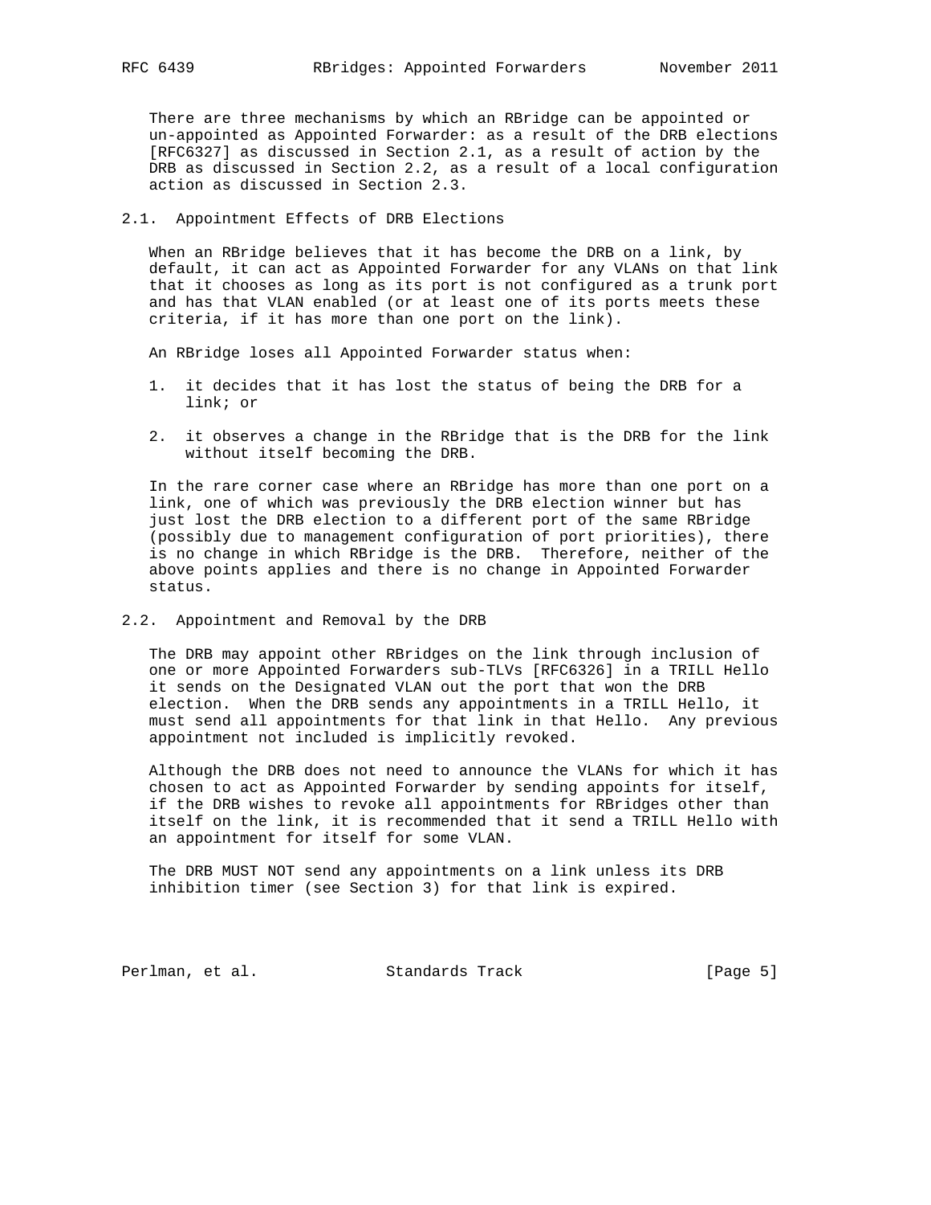There are three mechanisms by which an RBridge can be appointed or un-appointed as Appointed Forwarder: as a result of the DRB elections [RFC6327] as discussed in Section 2.1, as a result of action by the DRB as discussed in Section 2.2, as a result of a local configuration action as discussed in Section 2.3.

## 2.1. Appointment Effects of DRB Elections

When an RBridge believes that it has become the DRB on a link, by default, it can act as Appointed Forwarder for any VLANs on that link that it chooses as long as its port is not configured as a trunk port and has that VLAN enabled (or at least one of its ports meets these criteria, if it has more than one port on the link).

An RBridge loses all Appointed Forwarder status when:

1. it decides that it has lost the status of being the DRB for a link; or

2. it observes a change in the RBridge that is the DRB for the link without itself becoming the DRB.

In the rare corner case where an RBridge has more than one port on a link, one of which was previously the DRB election winner but has just lost the DRB election to a different port of the same RBridge (possibly due to management configuration of port priorities), there is no change in which RBridge is the DRB. Therefore, neither of the above points applies and there is no change in Appointed Forwarder status.

## 2.2. Appointment and Removal by the DRB

The DRB may appoint other RBridges on the link through inclusion of one or more Appointed Forwarders sub-TLVs [RFC6326] in a TRILL Hello it sends on the Designated VLAN out the port that won the DRB election. When the DRB sends any appointments in a TRILL Hello, it must send all appointments for that link in that Hello. Any previous appointment not included is implicitly revoked.

Although the DRB does not need to announce the VLANs for which it has chosen to act as Appointed Forwarder by sending appoints for itself, if the DRB wishes to revoke all appointments for RBridges other than itself on the link, it is recommended that it send a TRILL Hello with an appointment for itself for some VLAN.

The DRB MUST NOT send any appointments on a link unless its DRB inhibition timer (see Section 3) for that link is expired.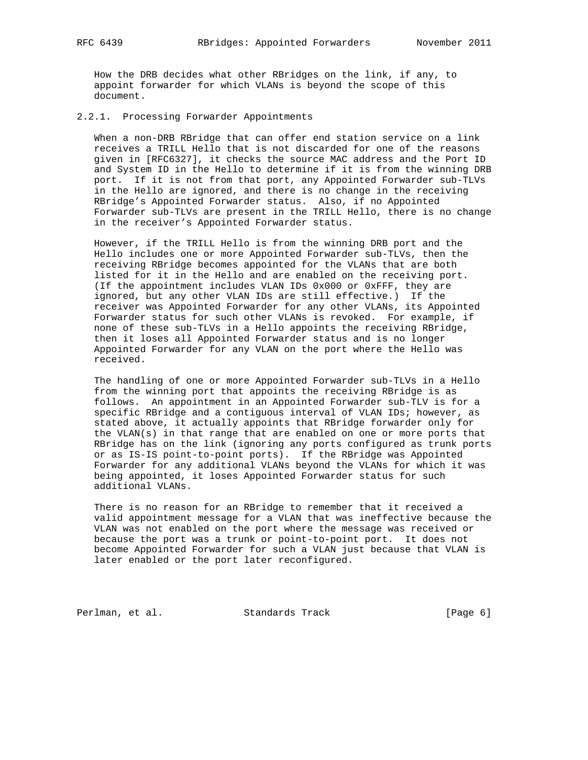How the DRB decides what other RBridges on the link, if any, to appoint forwarder for which VLANs is beyond the scope of this document.

### 2.2.1. Processing Forwarder Appointments

When a non-DRB RBridge that can offer end station service on a link receives a TRILL Hello that is not discarded for one of the reasons given in [RFC6327], it checks the source MAC address and the Port ID and System ID in the Hello to determine if it is from the winning DRB port. If it is not from that port, any Appointed Forwarder sub-TLVs in the Hello are ignored, and there is no change in the receiving RBridge's Appointed Forwarder status. Also, if no Appointed Forwarder sub-TLVs are present in the TRILL Hello, there is no change in the receiver's Appointed Forwarder status.

However, if the TRILL Hello is from the winning DRB port and the Hello includes one or more Appointed Forwarder sub-TLVs, then the receiving RBridge becomes appointed for the VLANs that are both listed for it in the Hello and are enabled on the receiving port. (If the appointment includes VLAN IDs 0x000 or 0xFFF, they are ignored, but any other VLAN IDs are still effective.) If the receiver was Appointed Forwarder for any other VLANs, its Appointed Forwarder status for such other VLANs is revoked. For example, if none of these sub-TLVs in a Hello appoints the receiving RBridge, then it loses all Appointed Forwarder status and is no longer Appointed Forwarder for any VLAN on the port where the Hello was received.

The handling of one or more Appointed Forwarder sub-TLVs in a Hello from the winning port that appoints the receiving RBridge is as follows. An appointment in an Appointed Forwarder sub-TLV is for a specific RBridge and a contiguous interval of VLAN IDs; however, as stated above, it actually appoints that RBridge forwarder only for the VLAN(s) in that range that are enabled on one or more ports that RBridge has on the link (ignoring any ports configured as trunk ports or as IS-IS point-to-point ports). If the RBridge was Appointed Forwarder for any additional VLANs beyond the VLANs for which it was being appointed, it loses Appointed Forwarder status for such additional VLANs.

There is no reason for an RBridge to remember that it received a valid appointment message for a VLAN that was ineffective because the VLAN was not enabled on the port where the message was received or because the port was a trunk or point-to-point port. It does not become Appointed Forwarder for such a VLAN just because that VLAN is later enabled or the port later reconfigured.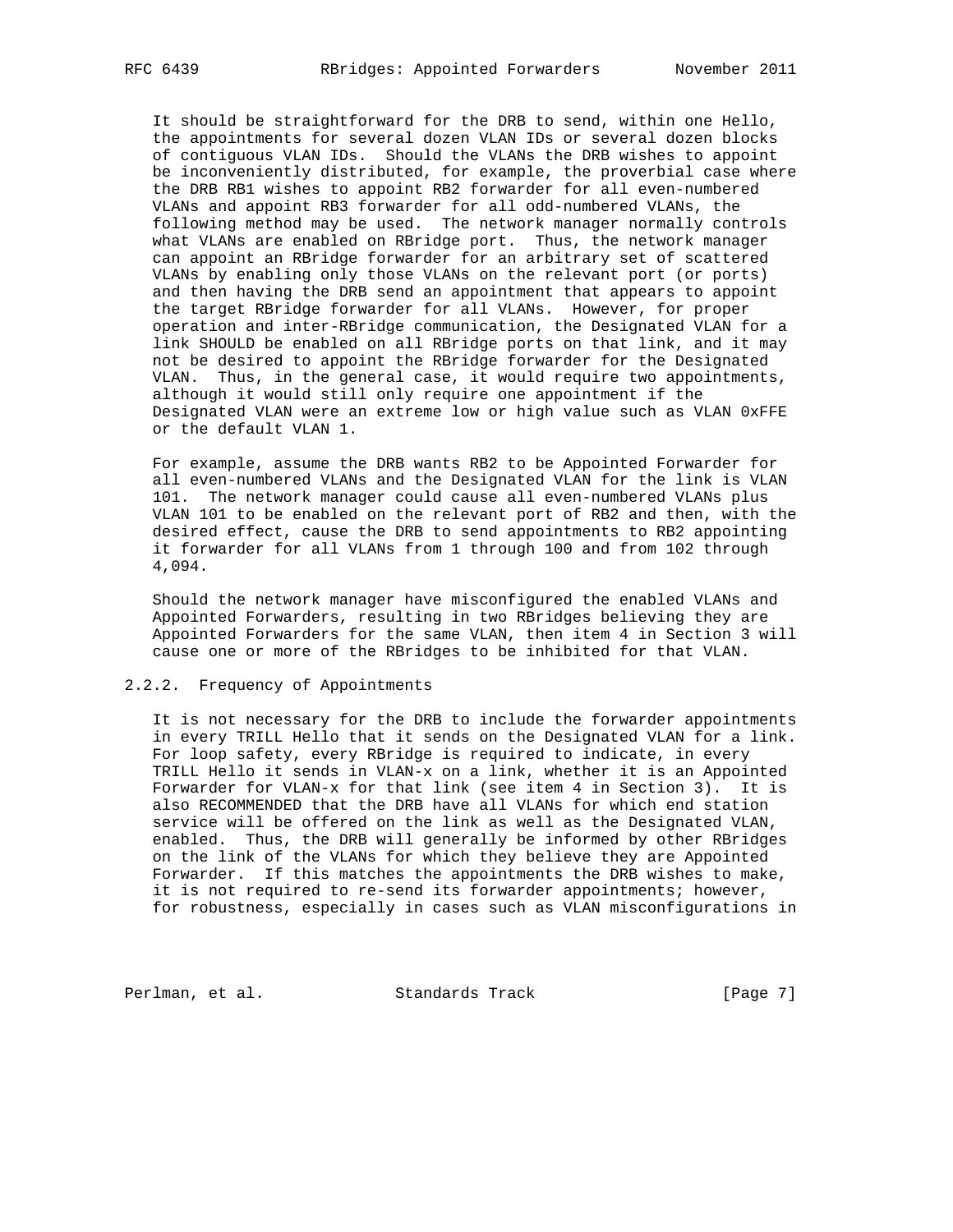It should be straightforward for the DRB to send, within one Hello, the appointments for several dozen VLAN IDs or several dozen blocks of contiguous VLAN IDs. Should the VLANs the DRB wishes to appoint be inconveniently distributed, for example, the proverbial case where the DRB RB1 wishes to appoint RB2 forwarder for all even-numbered VLANs and appoint RB3 forwarder for all odd-numbered VLANs, the following method may be used. The network manager normally controls what VLANs are enabled on RBridge port. Thus, the network manager can appoint an RBridge forwarder for an arbitrary set of scattered VLANs by enabling only those VLANs on the relevant port (or ports) and then having the DRB send an appointment that appears to appoint the target RBridge forwarder for all VLANs. However, for proper operation and inter-RBridge communication, the Designated VLAN for a link SHOULD be enabled on all RBridge ports on that link, and it may not be desired to appoint the RBridge forwarder for the Designated VLAN. Thus, in the general case, it would require two appointments, although it would still only require one appointment if the Designated VLAN were an extreme low or high value such as VLAN 0xFFE or the default VLAN 1.

For example, assume the DRB wants RB2 to be Appointed Forwarder for all even-numbered VLANs and the Designated VLAN for the link is VLAN 101. The network manager could cause all even-numbered VLANs plus VLAN 101 to be enabled on the relevant port of RB2 and then, with the desired effect, cause the DRB to send appointments to RB2 appointing it forwarder for all VLANs from 1 through 100 and from 102 through 4,094.

Should the network manager have misconfigured the enabled VLANs and Appointed Forwarders, resulting in two RBridges believing they are Appointed Forwarders for the same VLAN, then item 4 in Section 3 will cause one or more of the RBridges to be inhibited for that VLAN.

### 2.2.2. Frequency of Appointments

It is not necessary for the DRB to include the forwarder appointments in every TRILL Hello that it sends on the Designated VLAN for a link. For loop safety, every RBridge is required to indicate, in every TRILL Hello it sends in VLAN-x on a link, whether it is an Appointed Forwarder for VLAN-x for that link (see item 4 in Section 3). It is also RECOMMENDED that the DRB have all VLANs for which end station service will be offered on the link as well as the Designated VLAN, enabled. Thus, the DRB will generally be informed by other RBridges on the link of the VLANs for which they believe they are Appointed Forwarder. If this matches the appointments the DRB wishes to make, it is not required to re-send its forwarder appointments; however, for robustness, especially in cases such as VLAN misconfigurations in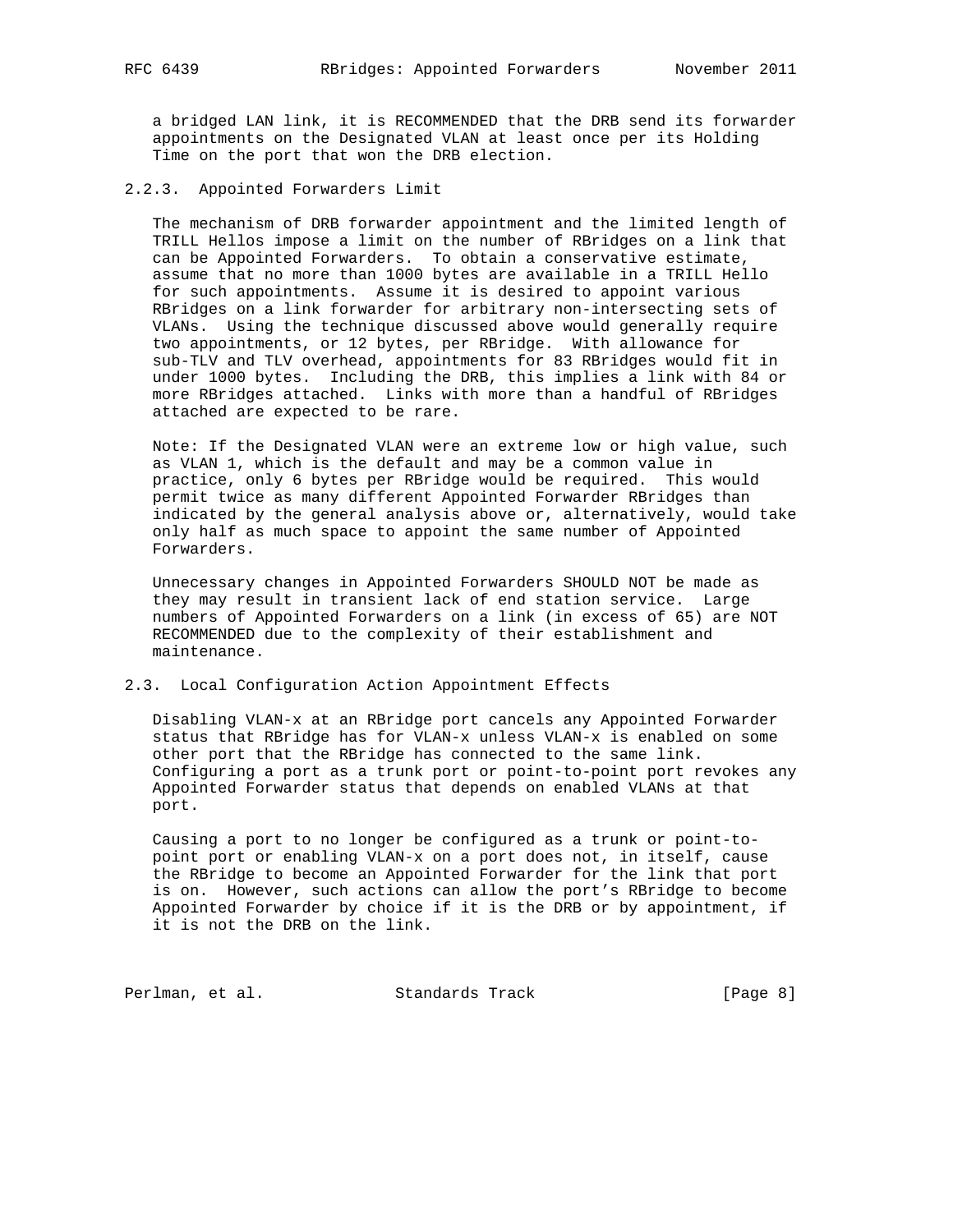a bridged LAN link, it is RECOMMENDED that the DRB send its forwarder appointments on the Designated VLAN at least once per its Holding Time on the port that won the DRB election.

### 2.2.3. Appointed Forwarders Limit

The mechanism of DRB forwarder appointment and the limited length of TRILL Hellos impose a limit on the number of RBridges on a link that can be Appointed Forwarders. To obtain a conservative estimate, assume that no more than 1000 bytes are available in a TRILL Hello for such appointments. Assume it is desired to appoint various RBridges on a link forwarder for arbitrary non-intersecting sets of VLANs. Using the technique discussed above would generally require two appointments, or 12 bytes, per RBridge. With allowance for sub-TLV and TLV overhead, appointments for 83 RBridges would fit in under 1000 bytes. Including the DRB, this implies a link with 84 or more RBridges attached. Links with more than a handful of RBridges attached are expected to be rare.

Note: If the Designated VLAN were an extreme low or high value, such as VLAN 1, which is the default and may be a common value in practice, only 6 bytes per RBridge would be required. This would permit twice as many different Appointed Forwarder RBridges than indicated by the general analysis above or, alternatively, would take only half as much space to appoint the same number of Appointed Forwarders.

Unnecessary changes in Appointed Forwarders SHOULD NOT be made as they may result in transient lack of end station service. Large numbers of Appointed Forwarders on a link (in excess of 65) are NOT RECOMMENDED due to the complexity of their establishment and maintenance.

## 2.3. Local Configuration Action Appointment Effects

Disabling VLAN-x at an RBridge port cancels any Appointed Forwarder status that RBridge has for VLAN-x unless VLAN-x is enabled on some other port that the RBridge has connected to the same link. Configuring a port as a trunk port or point-to-point port revokes any Appointed Forwarder status that depends on enabled VLANs at that port.

Causing a port to no longer be configured as a trunk or point-to-point port or enabling VLAN-x on a port does not, in itself, cause the RBridge to become an Appointed Forwarder for the link that port is on. However, such actions can allow the port's RBridge to become Appointed Forwarder by choice if it is the DRB or by appointment, if it is not the DRB on the link.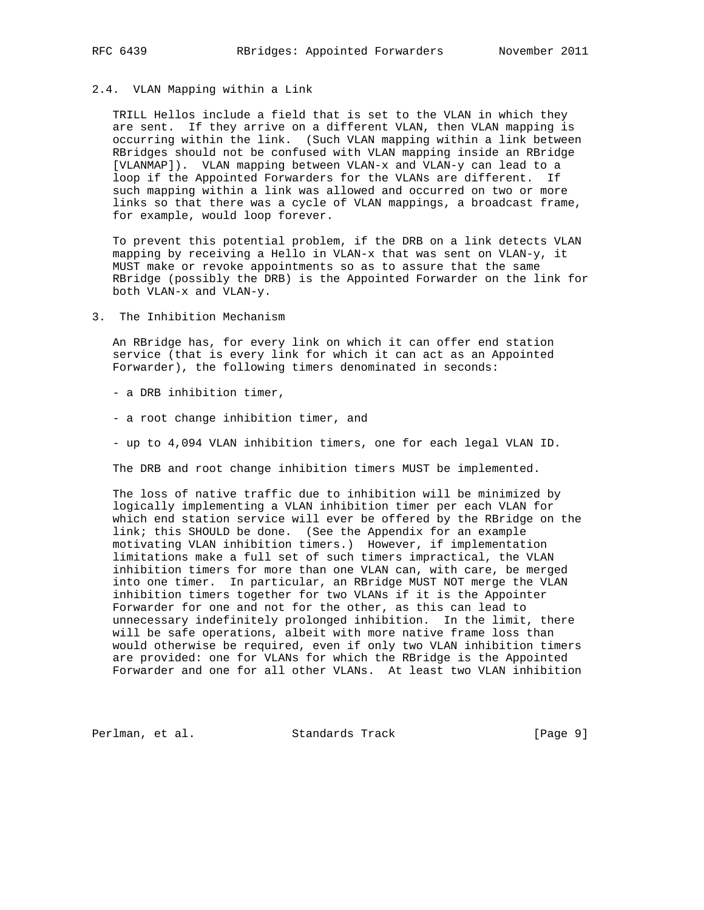### 2.4. VLAN Mapping within a Link

TRILL Hellos include a field that is set to the VLAN in which they are sent. If they arrive on a different VLAN, then VLAN mapping is occurring within the link. (Such VLAN mapping within a link between RBridges should not be confused with VLAN mapping inside an RBridge [VLANMAP]). VLAN mapping between VLAN-x and VLAN-y can lead to a loop if the Appointed Forwarders for the VLANs are different. If such mapping within a link was allowed and occurred on two or more links so that there was a cycle of VLAN mappings, a broadcast frame, for example, would loop forever.

To prevent this potential problem, if the DRB on a link detects VLAN mapping by receiving a Hello in VLAN-x that was sent on VLAN-y, it MUST make or revoke appointments so as to assure that the same RBridge (possibly the DRB) is the Appointed Forwarder on the link for both VLAN-x and VLAN-y.

## 3. The Inhibition Mechanism

An RBridge has, for every link on which it can offer end station service (that is every link for which it can act as an Appointed Forwarder), the following timers denominated in seconds:

- a DRB inhibition timer,

- a root change inhibition timer, and

- up to 4,094 VLAN inhibition timers, one for each legal VLAN ID.

The DRB and root change inhibition timers MUST be implemented.

The loss of native traffic due to inhibition will be minimized by logically implementing a VLAN inhibition timer per each VLAN for which end station service will ever be offered by the RBridge on the link; this SHOULD be done. (See the Appendix for an example motivating VLAN inhibition timers.) However, if implementation limitations make a full set of such timers impractical, the VLAN inhibition timers for more than one VLAN can, with care, be merged into one timer. In particular, an RBridge MUST NOT merge the VLAN inhibition timers together for two VLANs if it is the Appointer Forwarder for one and not for the other, as this can lead to unnecessary indefinitely prolonged inhibition. In the limit, there will be safe operations, albeit with more native frame loss than would otherwise be required, even if only two VLAN inhibition timers are provided: one for VLANs for which the RBridge is the Appointed Forwarder and one for all other VLANs. At least two VLAN inhibition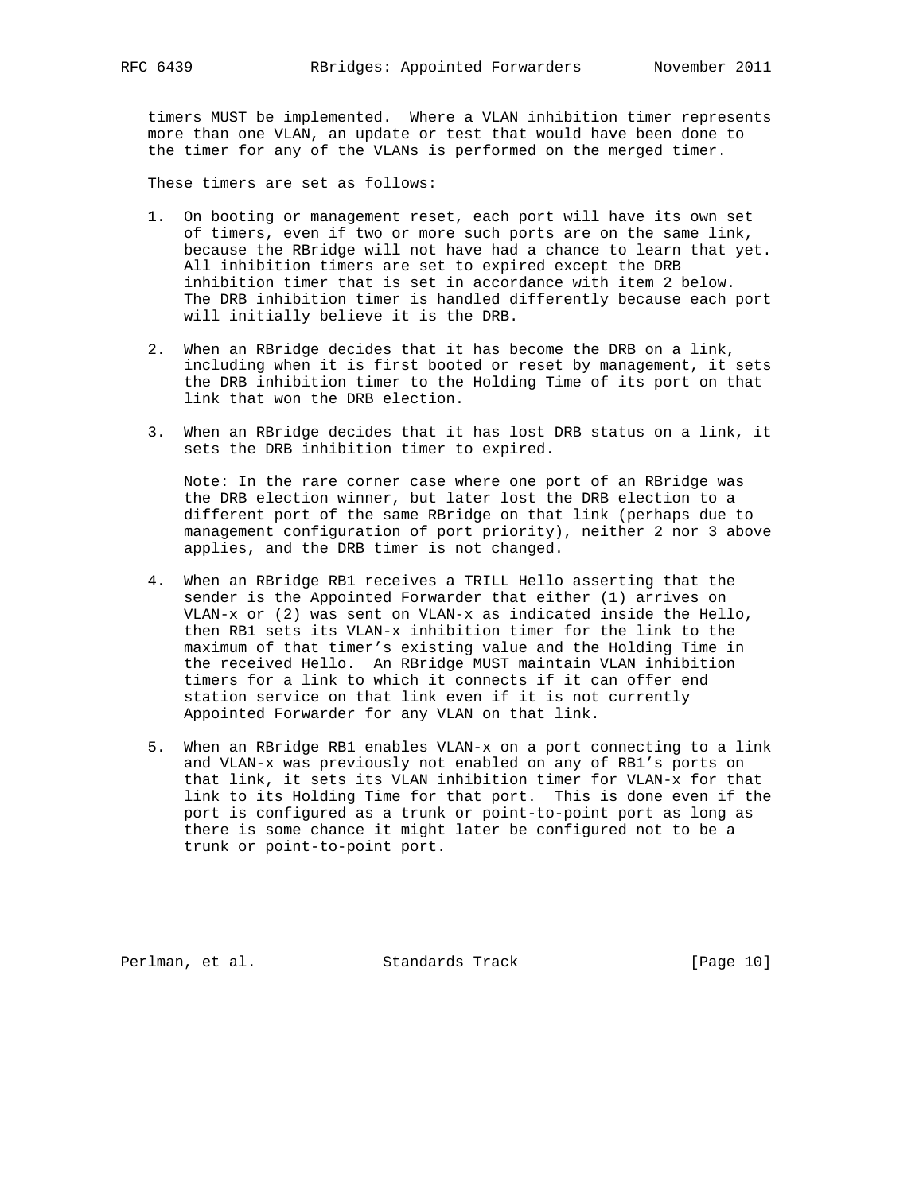timers MUST be implemented. Where a VLAN inhibition timer represents more than one VLAN, an update or test that would have been done to the timer for any of the VLANs is performed on the merged timer.

These timers are set as follows:

1. On booting or management reset, each port will have its own set of timers, even if two or more such ports are on the same link, because the RBridge will not have had a chance to learn that yet. All inhibition timers are set to expired except the DRB inhibition timer that is set in accordance with item 2 below. The DRB inhibition timer is handled differently because each port will initially believe it is the DRB.

2. When an RBridge decides that it has become the DRB on a link, including when it is first booted or reset by management, it sets the DRB inhibition timer to the Holding Time of its port on that link that won the DRB election.

3. When an RBridge decides that it has lost DRB status on a link, it sets the DRB inhibition timer to expired.

   Note: In the rare corner case where one port of an RBridge was the DRB election winner, but later lost the DRB election to a different port of the same RBridge on that link (perhaps due to management configuration of port priority), neither 2 nor 3 above applies, and the DRB timer is not changed.

4. When an RBridge RB1 receives a TRILL Hello asserting that the sender is the Appointed Forwarder that either (1) arrives on VLAN-x or (2) was sent on VLAN-x as indicated inside the Hello, then RB1 sets its VLAN-x inhibition timer for the link to the maximum of that timer's existing value and the Holding Time in the received Hello. An RBridge MUST maintain VLAN inhibition timers for a link to which it connects if it can offer end station service on that link even if it is not currently Appointed Forwarder for any VLAN on that link.

5. When an RBridge RB1 enables VLAN-x on a port connecting to a link and VLAN-x was previously not enabled on any of RB1's ports on that link, it sets its VLAN inhibition timer for VLAN-x for that link to its Holding Time for that port. This is done even if the port is configured as a trunk or point-to-point port as long as there is some chance it might later be configured not to be a trunk or point-to-point port.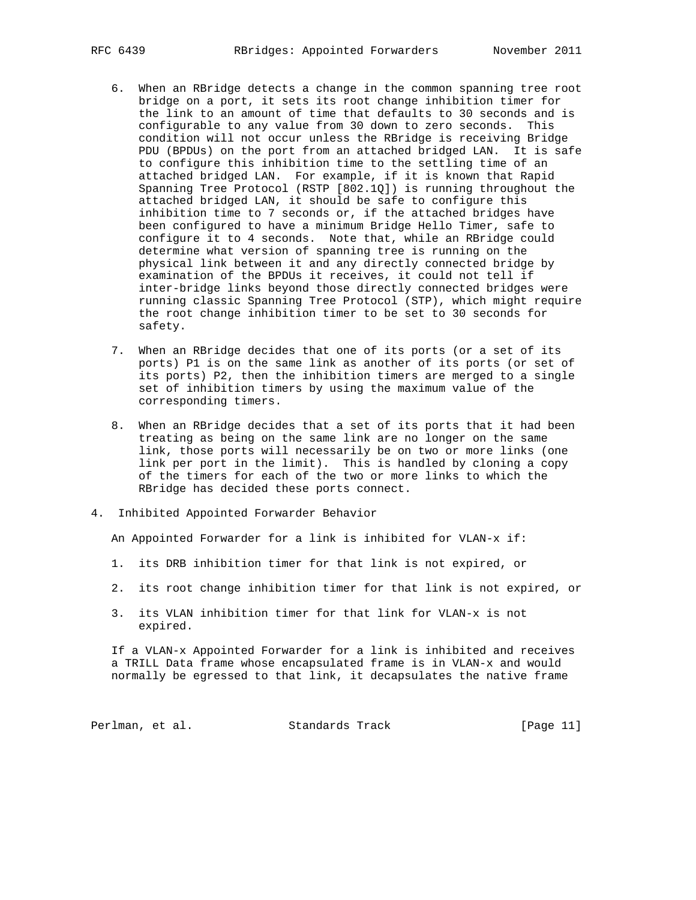6. When an RBridge detects a change in the common spanning tree root bridge on a port, it sets its root change inhibition timer for the link to an amount of time that defaults to 30 seconds and is configurable to any value from 30 down to zero seconds. This condition will not occur unless the RBridge is receiving Bridge PDU (BPDUs) on the port from an attached bridged LAN. It is safe to configure this inhibition time to the settling time of an attached bridged LAN. For example, if it is known that Rapid Spanning Tree Protocol (RSTP [802.1Q]) is running throughout the attached bridged LAN, it should be safe to configure this inhibition time to 7 seconds or, if the attached bridges have been configured to have a minimum Bridge Hello Timer, safe to configure it to 4 seconds. Note that, while an RBridge could determine what version of spanning tree is running on the physical link between it and any directly connected bridge by examination of the BPDUs it receives, it could not tell if inter-bridge links beyond those directly connected bridges were running classic Spanning Tree Protocol (STP), which might require the root change inhibition timer to be set to 30 seconds for safety.

7. When an RBridge decides that one of its ports (or a set of its ports) P1 is on the same link as another of its ports (or set of its ports) P2, then the inhibition timers are merged to a single set of inhibition timers by using the maximum value of the corresponding timers.

8. When an RBridge decides that a set of its ports that it had been treating as being on the same link are no longer on the same link, those ports will necessarily be on two or more links (one link per port in the limit). This is handled by cloning a copy of the timers for each of the two or more links to which the RBridge has decided these ports connect.

## 4. Inhibited Appointed Forwarder Behavior

An Appointed Forwarder for a link is inhibited for VLAN-x if:

1. its DRB inhibition timer for that link is not expired, or

2. its root change inhibition timer for that link is not expired, or

3. its VLAN inhibition timer for that link for VLAN-x is not expired.

If a VLAN-x Appointed Forwarder for a link is inhibited and receives a TRILL Data frame whose encapsulated frame is in VLAN-x and would normally be egressed to that link, it decapsulates the native frame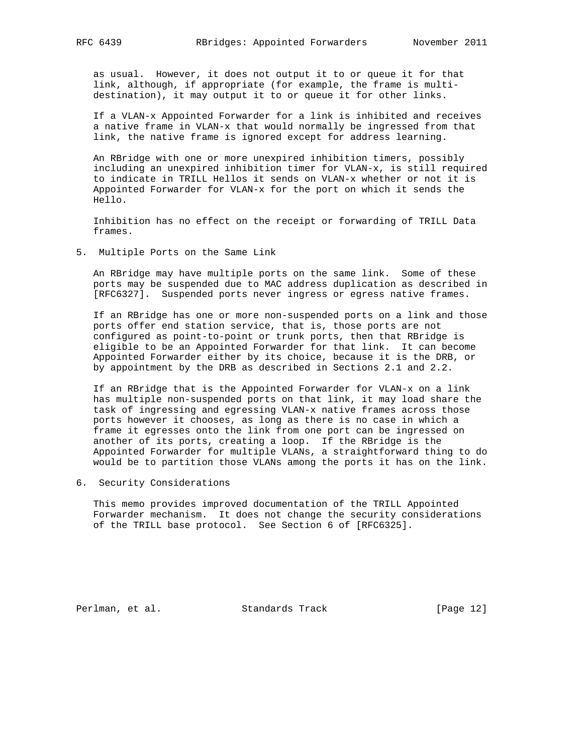as usual. However, it does not output it to or queue it for that link, although, if appropriate (for example, the frame is multi-destination), it may output it to or queue it for other links.

If a VLAN-x Appointed Forwarder for a link is inhibited and receives a native frame in VLAN-x that would normally be ingressed from that link, the native frame is ignored except for address learning.

An RBridge with one or more unexpired inhibition timers, possibly including an unexpired inhibition timer for VLAN-x, is still required to indicate in TRILL Hellos it sends on VLAN-x whether or not it is Appointed Forwarder for VLAN-x for the port on which it sends the Hello.

Inhibition has no effect on the receipt or forwarding of TRILL Data frames.

## 5. Multiple Ports on the Same Link

An RBridge may have multiple ports on the same link. Some of these ports may be suspended due to MAC address duplication as described in [RFC6327]. Suspended ports never ingress or egress native frames.

If an RBridge has one or more non-suspended ports on a link and those ports offer end station service, that is, those ports are not configured as point-to-point or trunk ports, then that RBridge is eligible to be an Appointed Forwarder for that link. It can become Appointed Forwarder either by its choice, because it is the DRB, or by appointment by the DRB as described in Sections 2.1 and 2.2.

If an RBridge that is the Appointed Forwarder for VLAN-x on a link has multiple non-suspended ports on that link, it may load share the task of ingressing and egressing VLAN-x native frames across those ports however it chooses, as long as there is no case in which a frame it egresses onto the link from one port can be ingressed on another of its ports, creating a loop. If the RBridge is the Appointed Forwarder for multiple VLANs, a straightforward thing to do would be to partition those VLANs among the ports it has on the link.

## 6. Security Considerations

This memo provides improved documentation of the TRILL Appointed Forwarder mechanism. It does not change the security considerations of the TRILL base protocol. See Section 6 of [RFC6325].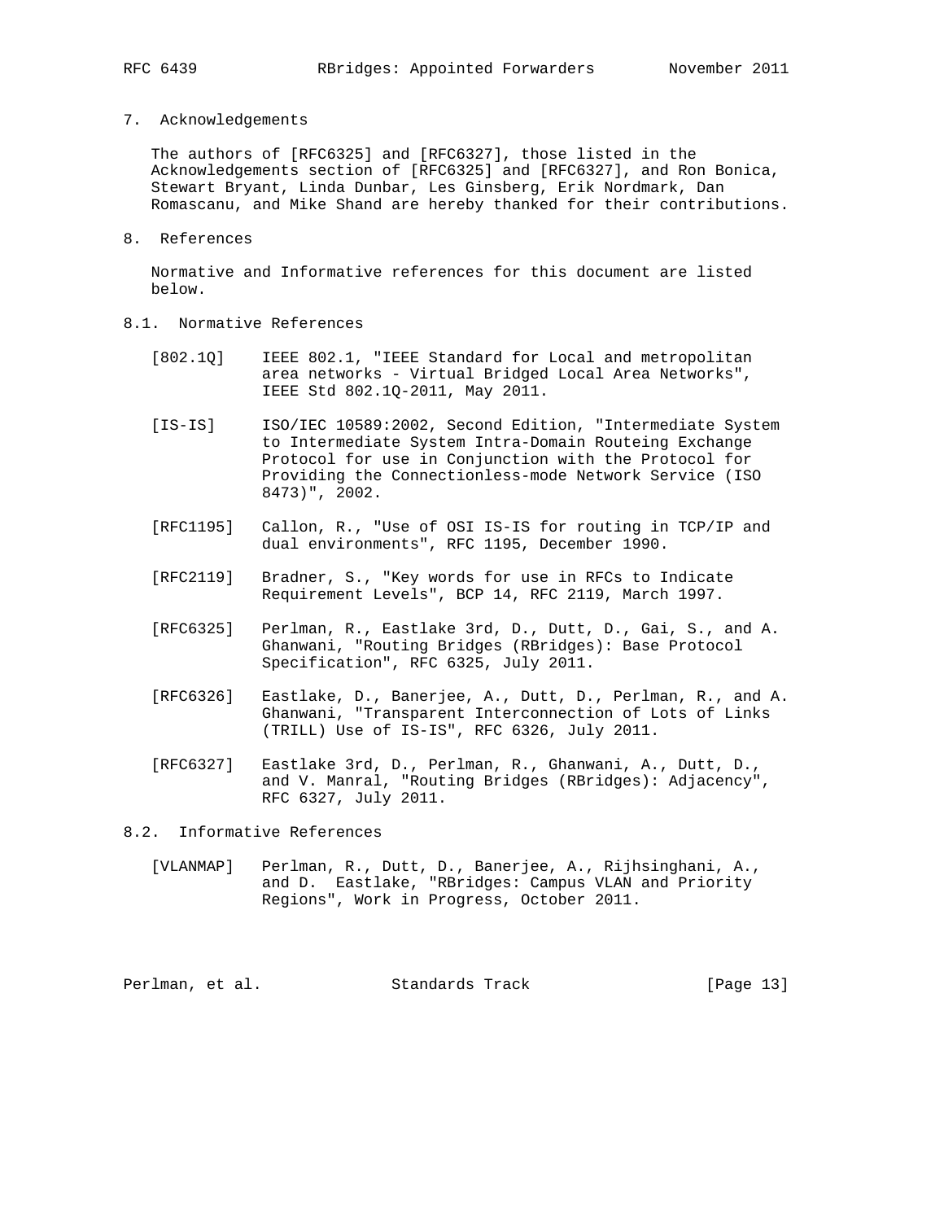## 7. Acknowledgements

The authors of [RFC6325] and [RFC6327], those listed in the Acknowledgements section of [RFC6325] and [RFC6327], and Ron Bonica, Stewart Bryant, Linda Dunbar, Les Ginsberg, Erik Nordmark, Dan Romascanu, and Mike Shand are hereby thanked for their contributions.

## 8. References

Normative and Informative references for this document are listed below.

### 8.1. Normative References

[802.1Q] IEEE 802.1, "IEEE Standard for Local and metropolitan area networks - Virtual Bridged Local Area Networks", IEEE Std 802.1Q-2011, May 2011.

[IS-IS] ISO/IEC 10589:2002, Second Edition, "Intermediate System to Intermediate System Intra-Domain Routeing Exchange Protocol for use in Conjunction with the Protocol for Providing the Connectionless-mode Network Service (ISO 8473)", 2002.

[RFC1195] Callon, R., "Use of OSI IS-IS for routing in TCP/IP and dual environments", RFC 1195, December 1990.

[RFC2119] Bradner, S., "Key words for use in RFCs to Indicate Requirement Levels", BCP 14, RFC 2119, March 1997.

[RFC6325] Perlman, R., Eastlake 3rd, D., Dutt, D., Gai, S., and A. Ghanwani, "Routing Bridges (RBridges): Base Protocol Specification", RFC 6325, July 2011.

[RFC6326] Eastlake, D., Banerjee, A., Dutt, D., Perlman, R., and A. Ghanwani, "Transparent Interconnection of Lots of Links (TRILL) Use of IS-IS", RFC 6326, July 2011.

[RFC6327] Eastlake 3rd, D., Perlman, R., Ghanwani, A., Dutt, D., and V. Manral, "Routing Bridges (RBridges): Adjacency", RFC 6327, July 2011.

### 8.2. Informative References

[VLANMAP] Perlman, R., Dutt, D., Banerjee, A., Rijhsinghani, A., and D. Eastlake, "RBridges: Campus VLAN and Priority Regions", Work in Progress, October 2011.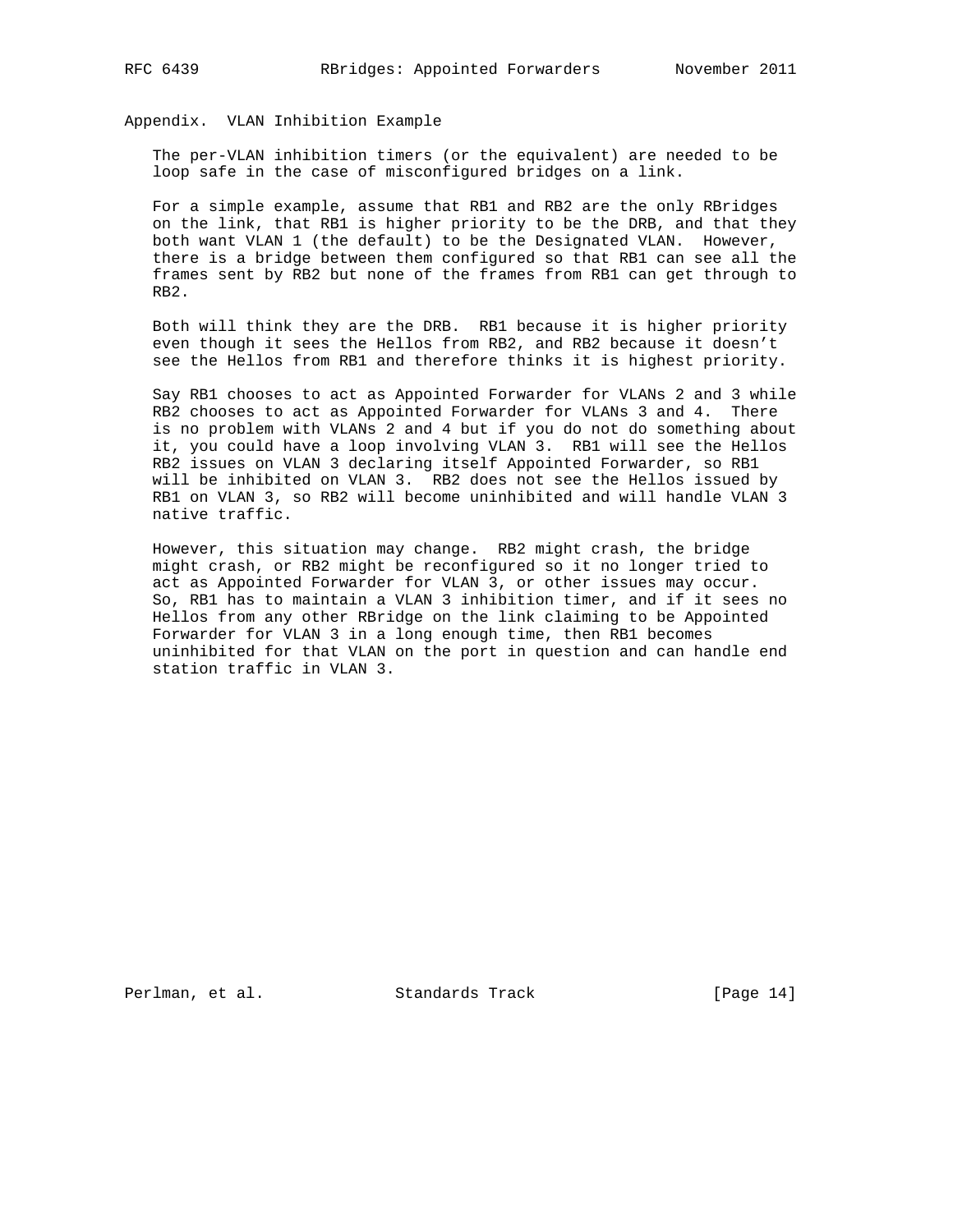## Appendix. VLAN Inhibition Example

The per-VLAN inhibition timers (or the equivalent) are needed to be loop safe in the case of misconfigured bridges on a link.

For a simple example, assume that RB1 and RB2 are the only RBridges on the link, that RB1 is higher priority to be the DRB, and that they both want VLAN 1 (the default) to be the Designated VLAN. However, there is a bridge between them configured so that RB1 can see all the frames sent by RB2 but none of the frames from RB1 can get through to RB2.

Both will think they are the DRB. RB1 because it is higher priority even though it sees the Hellos from RB2, and RB2 because it doesn't see the Hellos from RB1 and therefore thinks it is highest priority.

Say RB1 chooses to act as Appointed Forwarder for VLANs 2 and 3 while RB2 chooses to act as Appointed Forwarder for VLANs 3 and 4. There is no problem with VLANs 2 and 4 but if you do not do something about it, you could have a loop involving VLAN 3. RB1 will see the Hellos RB2 issues on VLAN 3 declaring itself Appointed Forwarder, so RB1 will be inhibited on VLAN 3. RB2 does not see the Hellos issued by RB1 on VLAN 3, so RB2 will become uninhibited and will handle VLAN 3 native traffic.

However, this situation may change. RB2 might crash, the bridge might crash, or RB2 might be reconfigured so it no longer tried to act as Appointed Forwarder for VLAN 3, or other issues may occur. So, RB1 has to maintain a VLAN 3 inhibition timer, and if it sees no Hellos from any other RBridge on the link claiming to be Appointed Forwarder for VLAN 3 in a long enough time, then RB1 becomes uninhibited for that VLAN on the port in question and can handle end station traffic in VLAN 3.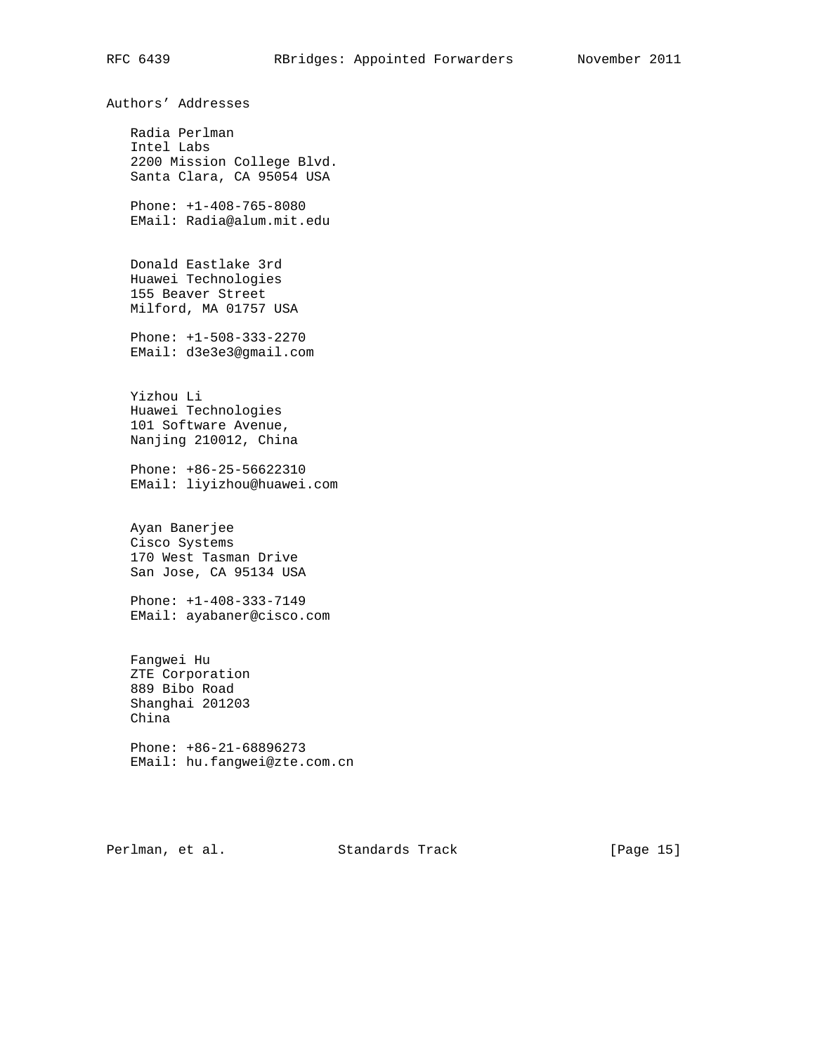## Authors' Addresses

Radia Perlman
Intel Labs
2200 Mission College Blvd.
Santa Clara, CA 95054 USA

Phone: +1-408-765-8080
EMail: Radia@alum.mit.edu

Donald Eastlake 3rd
Huawei Technologies
155 Beaver Street
Milford, MA 01757 USA

Phone: +1-508-333-2270
EMail: d3e3e3@gmail.com

Yizhou Li
Huawei Technologies
101 Software Avenue,
Nanjing 210012, China

Phone: +86-25-56622310
EMail: liyizhou@huawei.com

Ayan Banerjee
Cisco Systems
170 West Tasman Drive
San Jose, CA 95134 USA

Phone: +1-408-333-7149
EMail: ayabaner@cisco.com

Fangwei Hu
ZTE Corporation
889 Bibo Road
Shanghai 201203
China

Phone: +86-21-68896273
EMail: hu.fangwei@zte.com.cn